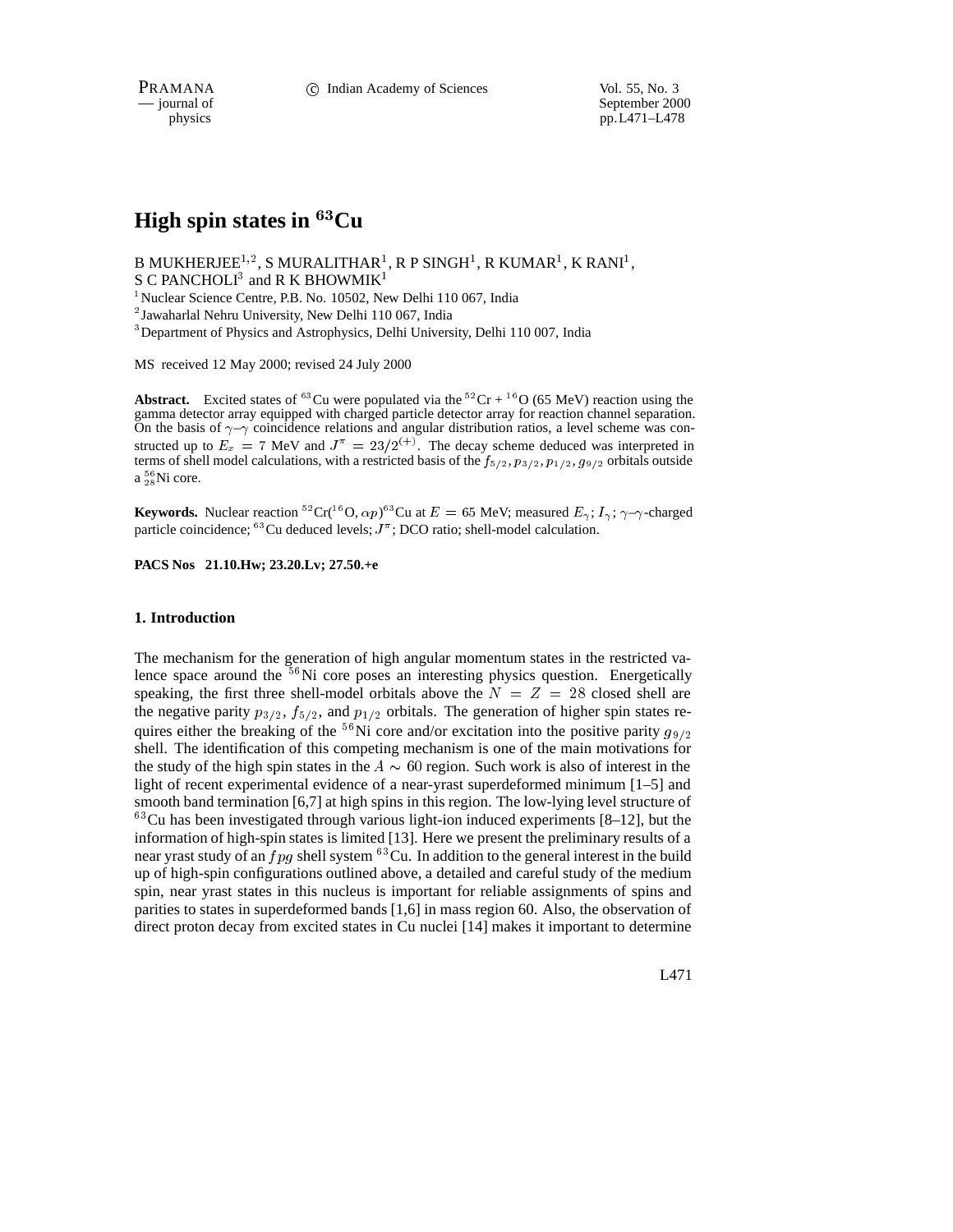# High spin states in $^{63}$Cu

B MUKHERJEE[1,2], S MURALITHAR[1], R P SINGH[1], R KUMAR[1], K RANI[1], S C PANCHOLI[3] and R K BHOWMIK[1]

[1] Nuclear Science Centre, P.B. No. 10502, New Delhi 110 067, India
[2] Jawaharlal Nehru University, New Delhi 110 067, India
[3] Department of Physics and Astrophysics, Delhi University, Delhi 110 007, India

MS received 12 May 2000; revised 24 July 2000

**Abstract.** Excited states of $^{63}$Cu were populated via the $^{52}$Cr + $^{16}$O (65 MeV) reaction using the gamma detector array equipped with charged particle detector array for reaction channel separation. On the basis of $\gamma$–$\gamma$ coincidence relations and angular distribution ratios, a level scheme was constructed up to $E_x = 7$ MeV and $J^\pi = 23/2^{(+)}$. The decay scheme deduced was interpreted in terms of shell model calculations, with a restricted basis of the $f_{5/2}, p_{3/2}, p_{1/2}, g_{9/2}$ orbitals outside a $^{56}_{28}$Ni core.

**Keywords.** Nuclear reaction $^{52}$Cr($^{16}$O, $\alpha p$)$^{63}$Cu at $E = 65$ MeV; measured $E_\gamma$; $I_\gamma$; $\gamma$–$\gamma$-charged particle coincidence; $^{63}$Cu deduced levels; $J^\pi$; DCO ratio; shell-model calculation.

**PACS Nos 21.10.Hw; 23.20.Lv; 27.50.+e**

## 1. Introduction

The mechanism for the generation of high angular momentum states in the restricted valence space around the $^{56}$Ni core poses an interesting physics question. Energetically speaking, the first three shell-model orbitals above the $N = Z = 28$ closed shell are the negative parity $p_{3/2}$, $f_{5/2}$, and $p_{1/2}$ orbitals. The generation of higher spin states requires either the breaking of the $^{56}$Ni core and/or excitation into the positive parity $g_{9/2}$ shell. The identification of this competing mechanism is one of the main motivations for the study of the high spin states in the $A \sim 60$ region. Such work is also of interest in the light of recent experimental evidence of a near-yrast superdeformed minimum [1–5] and smooth band termination [6,7] at high spins in this region. The low-lying level structure of $^{63}$Cu has been investigated through various light-ion induced experiments [8–12], but the information of high-spin states is limited [13]. Here we present the preliminary results of a near yrast study of an $fpg$ shell system $^{63}$Cu. In addition to the general interest in the build up of high-spin configurations outlined above, a detailed and careful study of the medium spin, near yrast states in this nucleus is important for reliable assignments of spins and parities to states in superdeformed bands [1,6] in mass region 60. Also, the observation of direct proton decay from excited states in Cu nuclei [14] makes it important to determine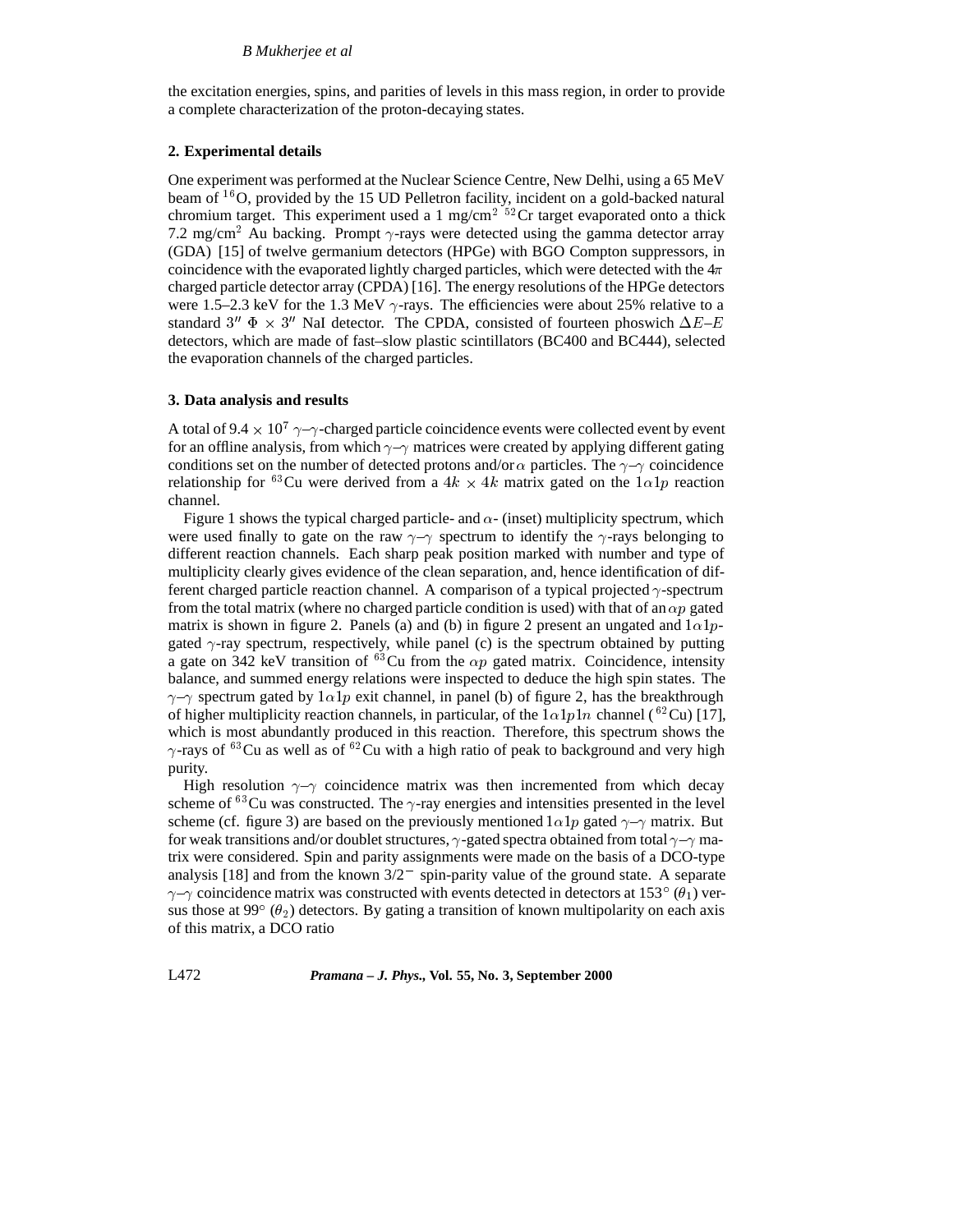the excitation energies, spins, and parities of levels in this mass region, in order to provide a complete characterization of the proton-decaying states.

### 2. Experimental details

One experiment was performed at the Nuclear Science Centre, New Delhi, using a 65 MeV beam of $^{16}$O, provided by the 15 UD Pelletron facility, incident on a gold-backed natural chromium target. This experiment used a 1 mg/cm$^2$ $^{52}$Cr target evaporated onto a thick 7.2 mg/cm$^2$ Au backing. Prompt $\gamma$-rays were detected using the gamma detector array (GDA) [15] of twelve germanium detectors (HPGe) with BGO Compton suppressors, in coincidence with the evaporated lightly charged particles, which were detected with the 4$\pi$ charged particle detector array (CPDA) [16]. The energy resolutions of the HPGe detectors were 1.5–2.3 keV for the 1.3 MeV $\gamma$-rays. The efficiencies were about 25% relative to a standard 3$''$ $\Phi$ $\times$ 3$''$ NaI detector. The CPDA, consisted of fourteen phoswich $\Delta E$–$E$ detectors, which are made of fast–slow plastic scintillators (BC400 and BC444), selected the evaporation channels of the charged particles.

### 3. Data analysis and results

A total of 9.4 $\times$ $10^7$ $\gamma$–$\gamma$-charged particle coincidence events were collected event by event for an offline analysis, from which $\gamma$–$\gamma$ matrices were created by applying different gating conditions set on the number of detected protons and/or $\alpha$ particles. The $\gamma$–$\gamma$ coincidence relationship for $^{63}$Cu were derived from a $4k \times 4k$ matrix gated on the $1\alpha 1p$ reaction channel.

Figure 1 shows the typical charged particle- and $\alpha$- (inset) multiplicity spectrum, which were used finally to gate on the raw $\gamma$–$\gamma$ spectrum to identify the $\gamma$-rays belonging to different reaction channels. Each sharp peak position marked with number and type of multiplicity clearly gives evidence of the clean separation, and, hence identification of different charged particle reaction channel. A comparison of a typical projected $\gamma$-spectrum from the total matrix (where no charged particle condition is used) with that of an $\alpha p$ gated matrix is shown in figure 2. Panels (a) and (b) in figure 2 present an ungated and $1\alpha 1p$-gated $\gamma$-ray spectrum, respectively, while panel (c) is the spectrum obtained by putting a gate on 342 keV transition of $^{63}$Cu from the $\alpha p$ gated matrix. Coincidence, intensity balance, and summed energy relations were inspected to deduce the high spin states. The $\gamma$–$\gamma$ spectrum gated by $1\alpha 1p$ exit channel, in panel (b) of figure 2, has the breakthrough of higher multiplicity reaction channels, in particular, of the $1\alpha 1p 1n$ channel ($^{62}$Cu) [17], which is most abundantly produced in this reaction. Therefore, this spectrum shows the $\gamma$-rays of $^{63}$Cu as well as of $^{62}$Cu with a high ratio of peak to background and very high purity.

High resolution $\gamma$–$\gamma$ coincidence matrix was then incremented from which decay scheme of $^{63}$Cu was constructed. The $\gamma$-ray energies and intensities presented in the level scheme (cf. figure 3) are based on the previously mentioned $1\alpha 1p$ gated $\gamma$–$\gamma$ matrix. But for weak transitions and/or doublet structures, $\gamma$-gated spectra obtained from total $\gamma$–$\gamma$ matrix were considered. Spin and parity assignments were made on the basis of a DCO-type analysis [18] and from the known $3/2^-$ spin-parity value of the ground state. A separate $\gamma$–$\gamma$ coincidence matrix was constructed with events detected in detectors at 153$^\circ$ ($\theta_1$) versus those at 99$^\circ$ ($\theta_2$) detectors. By gating a transition of known multipolarity on each axis of this matrix, a DCO ratio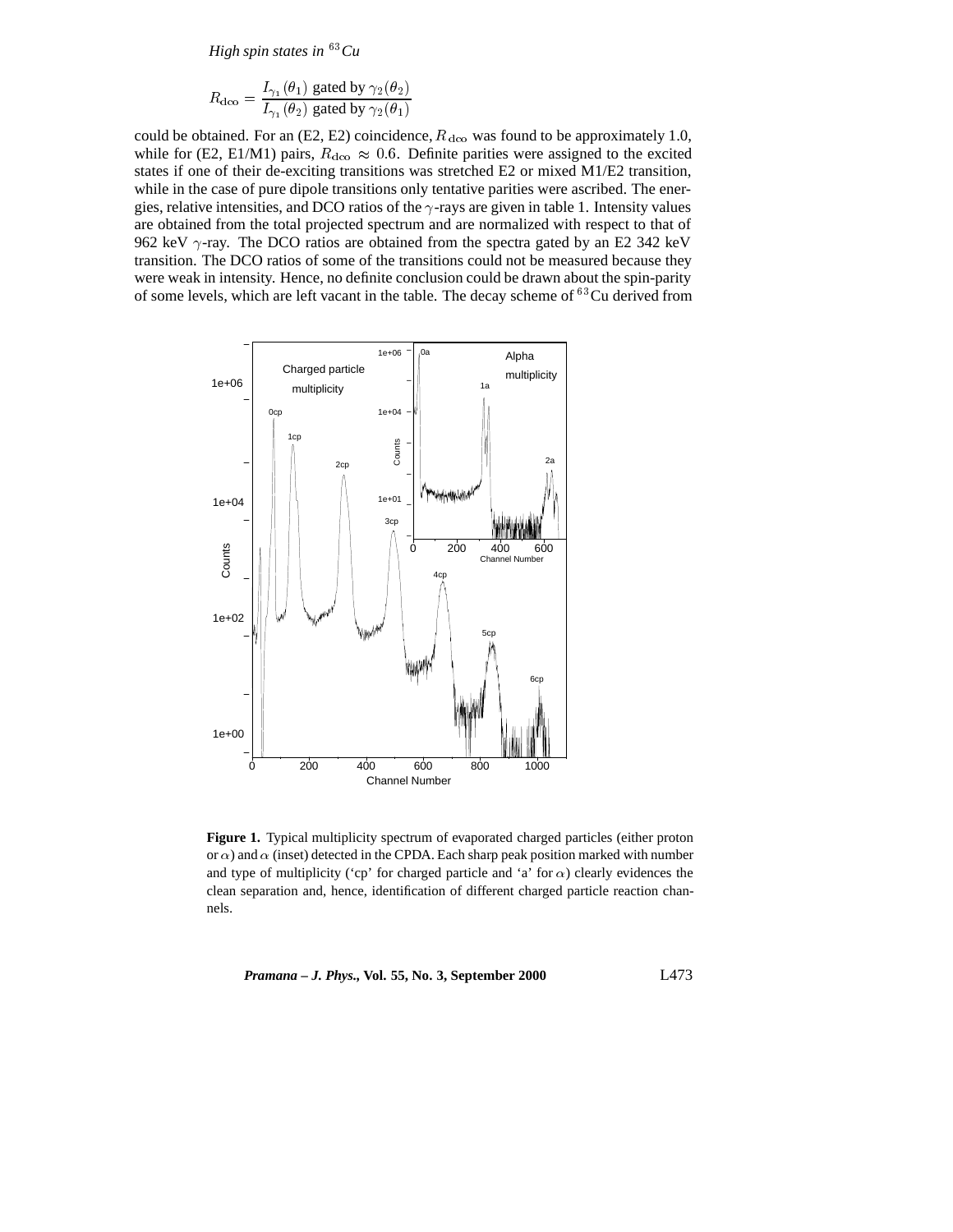$$R_{\rm dco} = \frac{I_{\gamma_1}(\theta_1) \text{ gated by } \gamma_2(\theta_2)}{I_{\gamma_1}(\theta_2) \text{ gated by } \gamma_2(\theta_1)}$$

could be obtained. For an (E2, E2) coincidence, $R_{\rm dco}$ was found to be approximately 1.0, while for (E2, E1/M1) pairs, $R_{\rm dco} \approx 0.6$. Definite parities were assigned to the excited states if one of their de-exciting transitions was stretched E2 or mixed M1/E2 transition, while in the case of pure dipole transitions only tentative parities were ascribed. The energies, relative intensities, and DCO ratios of the $\gamma$-rays are given in table 1. Intensity values are obtained from the total projected spectrum and are normalized with respect to that of 962 keV $\gamma$-ray. The DCO ratios are obtained from the spectra gated by an E2 342 keV transition. The DCO ratios of some of the transitions could not be measured because they were weak in intensity. Hence, no definite conclusion could be drawn about the spin-parity of some levels, which are left vacant in the table. The decay scheme of $^{63}$Cu derived from

**Figure 1.** Typical multiplicity spectrum of evaporated charged particles (either proton or $\alpha$) and $\alpha$ (inset) detected in the CPDA. Each sharp peak position marked with number and type of multiplicity ('cp' for charged particle and 'a' for $\alpha$) clearly evidences the clean separation and, hence, identification of different charged particle reaction channels.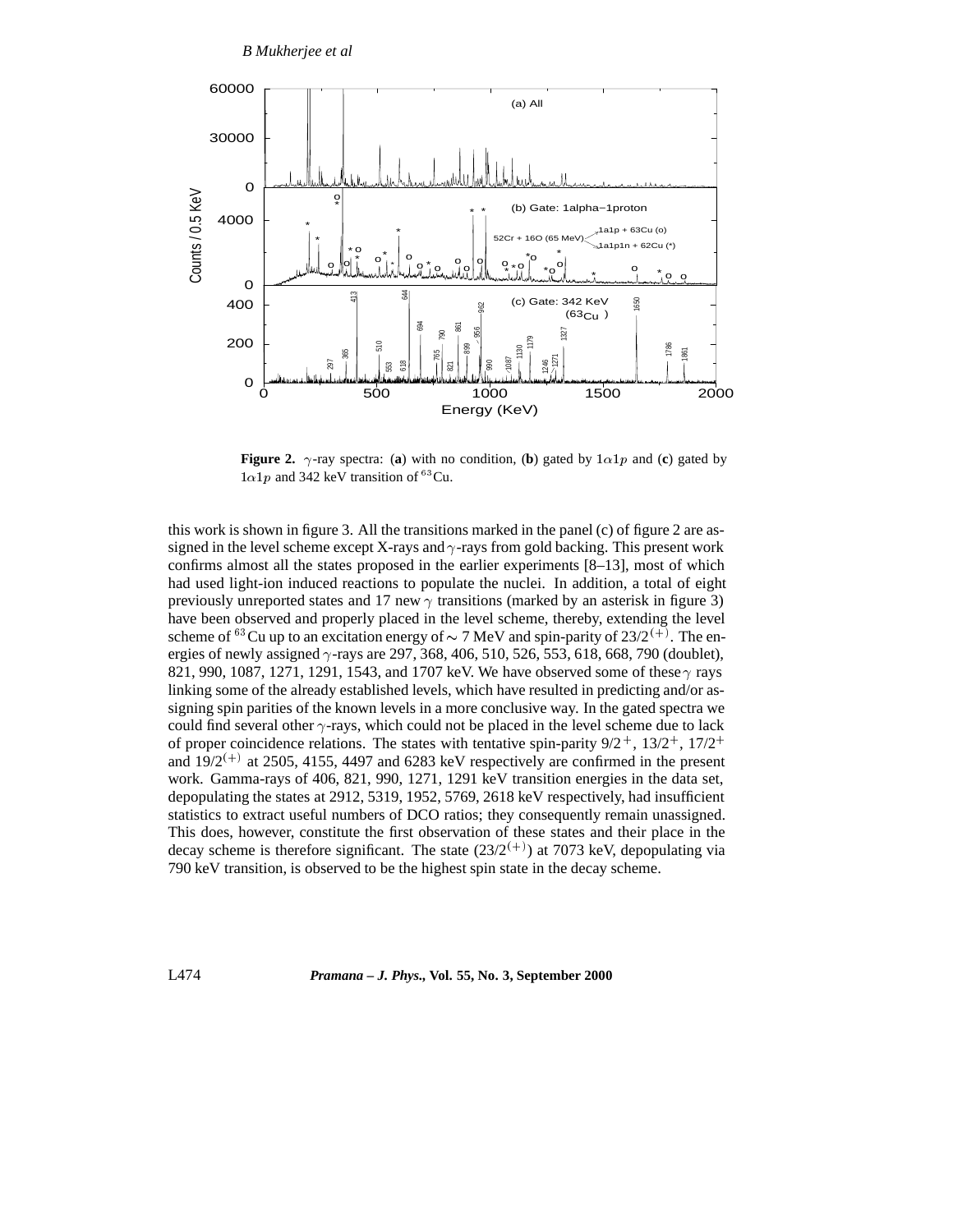**Figure 2.** $\gamma$-ray spectra: (**a**) with no condition, (**b**) gated by $1\alpha 1p$ and (**c**) gated by $1\alpha 1p$ and 342 keV transition of $^{63}$Cu.

this work is shown in figure 3. All the transitions marked in the panel (c) of figure 2 are assigned in the level scheme except X-rays and $\gamma$-rays from gold backing. This present work confirms almost all the states proposed in the earlier experiments [8–13], most of which had used light-ion induced reactions to populate the nuclei. In addition, a total of eight previously unreported states and 17 new $\gamma$ transitions (marked by an asterisk in figure 3) have been observed and properly placed in the level scheme, thereby, extending the level scheme of $^{63}$Cu up to an excitation energy of $\sim$ 7 MeV and spin-parity of $23/2^{(+)}$. The energies of newly assigned $\gamma$-rays are 297, 368, 406, 510, 526, 553, 618, 668, 790 (doublet), 821, 990, 1087, 1271, 1291, 1543, and 1707 keV. We have observed some of these $\gamma$ rays linking some of the already established levels, which have resulted in predicting and/or assigning spin parities of the known levels in a more conclusive way. In the gated spectra we could find several other $\gamma$-rays, which could not be placed in the level scheme due to lack of proper coincidence relations. The states with tentative spin-parity $9/2^+$, $13/2^+$, $17/2^+$ and $19/2^{(+)}$ at 2505, 4155, 4497 and 6283 keV respectively are confirmed in the present work. Gamma-rays of 406, 821, 990, 1271, 1291 keV transition energies in the data set, depopulating the states at 2912, 5319, 1952, 5769, 2618 keV respectively, had insufficient statistics to extract useful numbers of DCO ratios; they consequently remain unassigned. This does, however, constitute the first observation of these states and their place in the decay scheme is therefore significant. The state $(23/2^{(+)})$ at 7073 keV, depopulating via 790 keV transition, is observed to be the highest spin state in the decay scheme.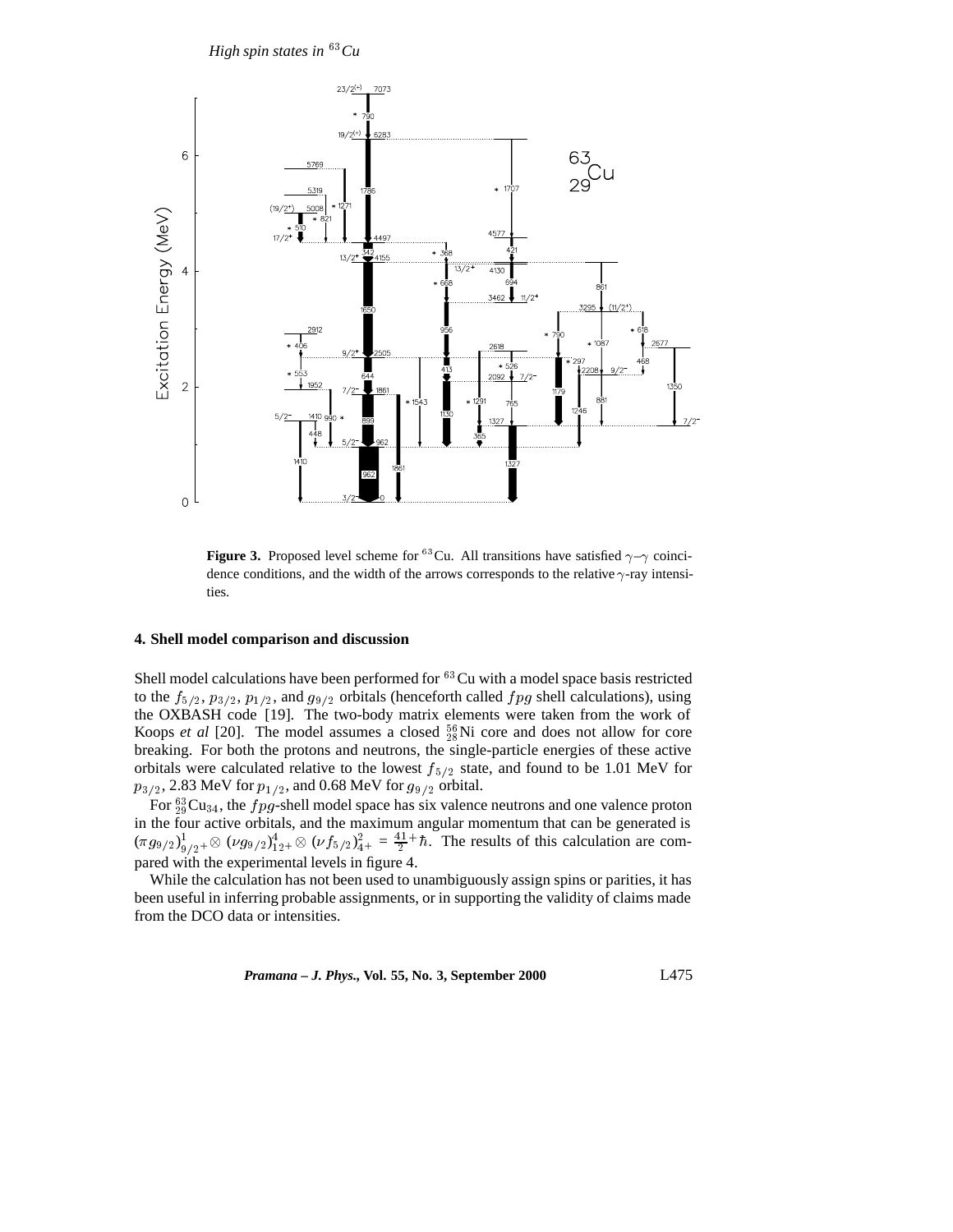**Figure 3.** Proposed level scheme for $^{63}$Cu. All transitions have satisfied $\gamma$–$\gamma$ coincidence conditions, and the width of the arrows corresponds to the relative $\gamma$-ray intensities.

## 4. Shell model comparison and discussion

Shell model calculations have been performed for $^{63}$Cu with a model space basis restricted to the $f_{5/2}$, $p_{3/2}$, $p_{1/2}$, and $g_{9/2}$ orbitals (henceforth called $fpg$ shell calculations), using the OXBASH code [19]. The two-body matrix elements were taken from the work of Koops *et al* [20]. The model assumes a closed $^{56}_{28}$Ni core and does not allow for core breaking. For both the protons and neutrons, the single-particle energies of these active orbitals were calculated relative to the lowest $f_{5/2}$ state, and found to be 1.01 MeV for $p_{3/2}$, 2.83 MeV for $p_{1/2}$, and 0.68 MeV for $g_{9/2}$ orbital.

For $^{63}_{29}$Cu$_{34}$, the $fpg$-shell model space has six valence neutrons and one valence proton in the four active orbitals, and the maximum angular momentum that can be generated is $(\pi g_{9/2})^1_{9/2^+} \otimes (\nu g_{9/2})^4_{12^+} \otimes (\nu f_{5/2})^2_{4^+} = \frac{41}{2}^+ \hbar$. The results of this calculation are compared with the experimental levels in figure 4.

While the calculation has not been used to unambiguously assign spins or parities, it has been useful in inferring probable assignments, or in supporting the validity of claims made from the DCO data or intensities.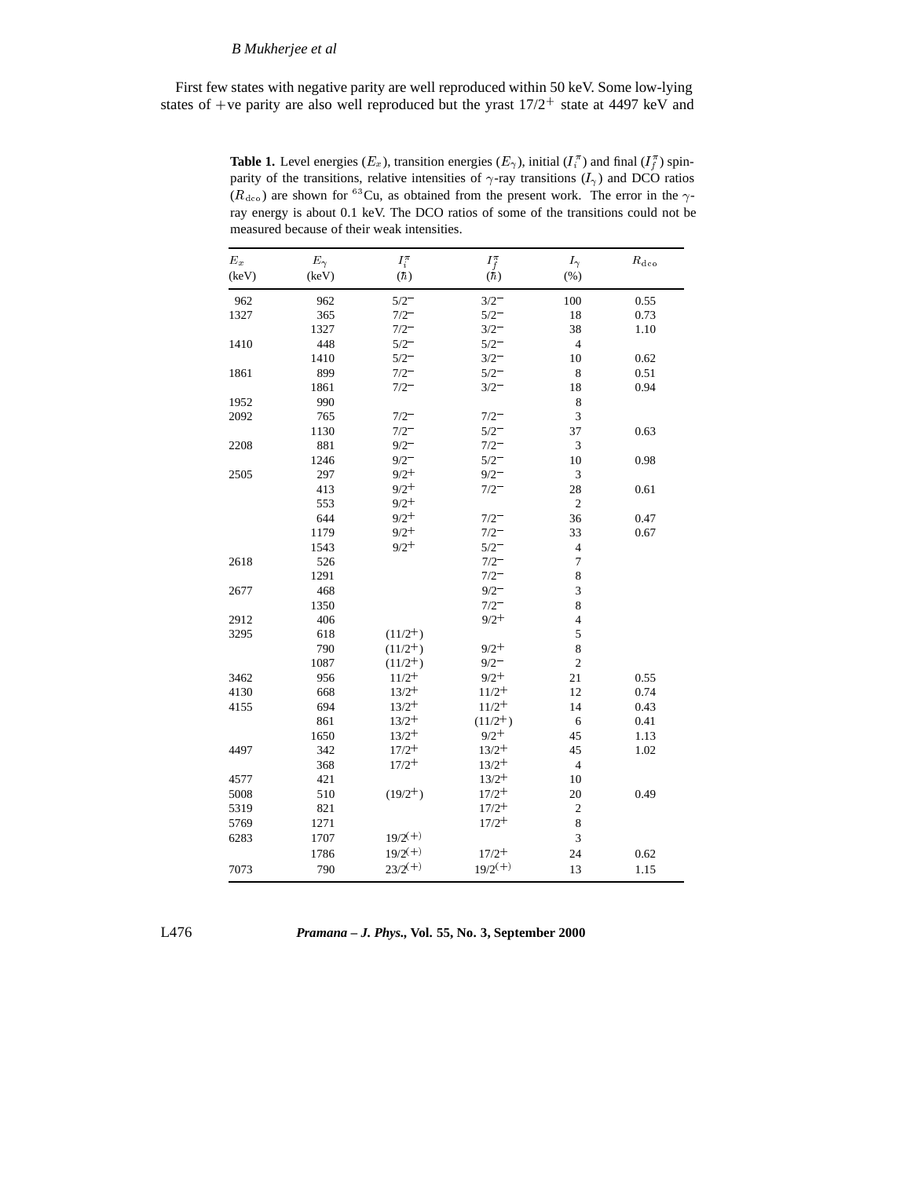First few states with negative parity are well reproduced within 50 keV. Some low-lying states of +ve parity are also well reproduced but the yrast $17/2^+$ state at 4497 keV and

**Table 1.** Level energies ($E_x$), transition energies ($E_\gamma$), initial ($I_i^\pi$) and final ($I_f^\pi$) spin-parity of the transitions, relative intensities of $\gamma$-ray transitions ($I_\gamma$) and DCO ratios ($R_{\rm dco}$) are shown for $^{63}$Cu, as obtained from the present work. The error in the $\gamma$-ray energy is about 0.1 keV. The DCO ratios of some of the transitions could not be measured because of their weak intensities.

| $E_x$ (keV) | $E_\gamma$ (keV) | $I_i^\pi$ ($\hbar$) | $I_f^\pi$ ($\hbar$) | $I_\gamma$ (%) | $R_{\rm dco}$ |
|---|---|---|---|---|---|
| 962 | 962 | $5/2^-$ | $3/2^-$ | 100 | 0.55 |
| 1327 | 365 | $7/2^-$ | $5/2^-$ | 18 | 0.73 |
| | 1327 | $7/2^-$ | $3/2^-$ | 38 | 1.10 |
| 1410 | 448 | $5/2^-$ | $5/2^-$ | 4 | |
| | 1410 | $5/2^-$ | $3/2^-$ | 10 | 0.62 |
| 1861 | 899 | $7/2^-$ | $5/2^-$ | 8 | 0.51 |
| | 1861 | $7/2^-$ | $3/2^-$ | 18 | 0.94 |
| 1952 | 990 | | | 8 | |
| 2092 | 765 | $7/2^-$ | $7/2^-$ | 3 | |
| | 1130 | $7/2^-$ | $5/2^-$ | 37 | 0.63 |
| 2208 | 881 | $9/2^-$ | $7/2^-$ | 3 | |
| | 1246 | $9/2^-$ | $5/2^-$ | 10 | 0.98 |
| 2505 | 297 | $9/2^+$ | $9/2^-$ | 3 | |
| | 413 | $9/2^+$ | $7/2^-$ | 28 | 0.61 |
| | 553 | $9/2^+$ | | 2 | |
| | 644 | $9/2^+$ | $7/2^-$ | 36 | 0.47 |
| | 1179 | $9/2^+$ | $7/2^-$ | 33 | 0.67 |
| | 1543 | $9/2^+$ | $5/2^-$ | 4 | |
| 2618 | 526 | | $7/2^-$ | 7 | |
| | 1291 | | $7/2^-$ | 8 | |
| 2677 | 468 | | $9/2^-$ | 3 | |
| | 1350 | | $7/2^-$ | 8 | |
| 2912 | 406 | | $9/2^+$ | 4 | |
| 3295 | 618 | $(11/2^+)$ | | 5 | |
| | 790 | $(11/2^+)$ | $9/2^+$ | 8 | |
| | 1087 | $(11/2^+)$ | $9/2^-$ | 2 | |
| 3462 | 956 | $11/2^+$ | $9/2^+$ | 21 | 0.55 |
| 4130 | 668 | $13/2^+$ | $11/2^+$ | 12 | 0.74 |
| 4155 | 694 | $13/2^+$ | $11/2^+$ | 14 | 0.43 |
| | 861 | $13/2^+$ | $(11/2^+)$ | 6 | 0.41 |
| | 1650 | $13/2^+$ | $9/2^+$ | 45 | 1.13 |
| 4497 | 342 | $17/2^+$ | $13/2^+$ | 45 | 1.02 |
| | 368 | $17/2^+$ | $13/2^+$ | 4 | |
| 4577 | 421 | | $13/2^+$ | 10 | |
| 5008 | 510 | $(19/2^+)$ | $17/2^+$ | 20 | 0.49 |
| 5319 | 821 | | $17/2^+$ | 2 | |
| 5769 | 1271 | | $17/2^+$ | 8 | |
| 6283 | 1707 | $19/2^{(+)}$ | | 3 | |
| | 1786 | $19/2^{(+)}$ | $17/2^+$ | 24 | 0.62 |
| 7073 | 790 | $23/2^{(+)}$ | $19/2^{(+)}$ | 13 | 1.15 |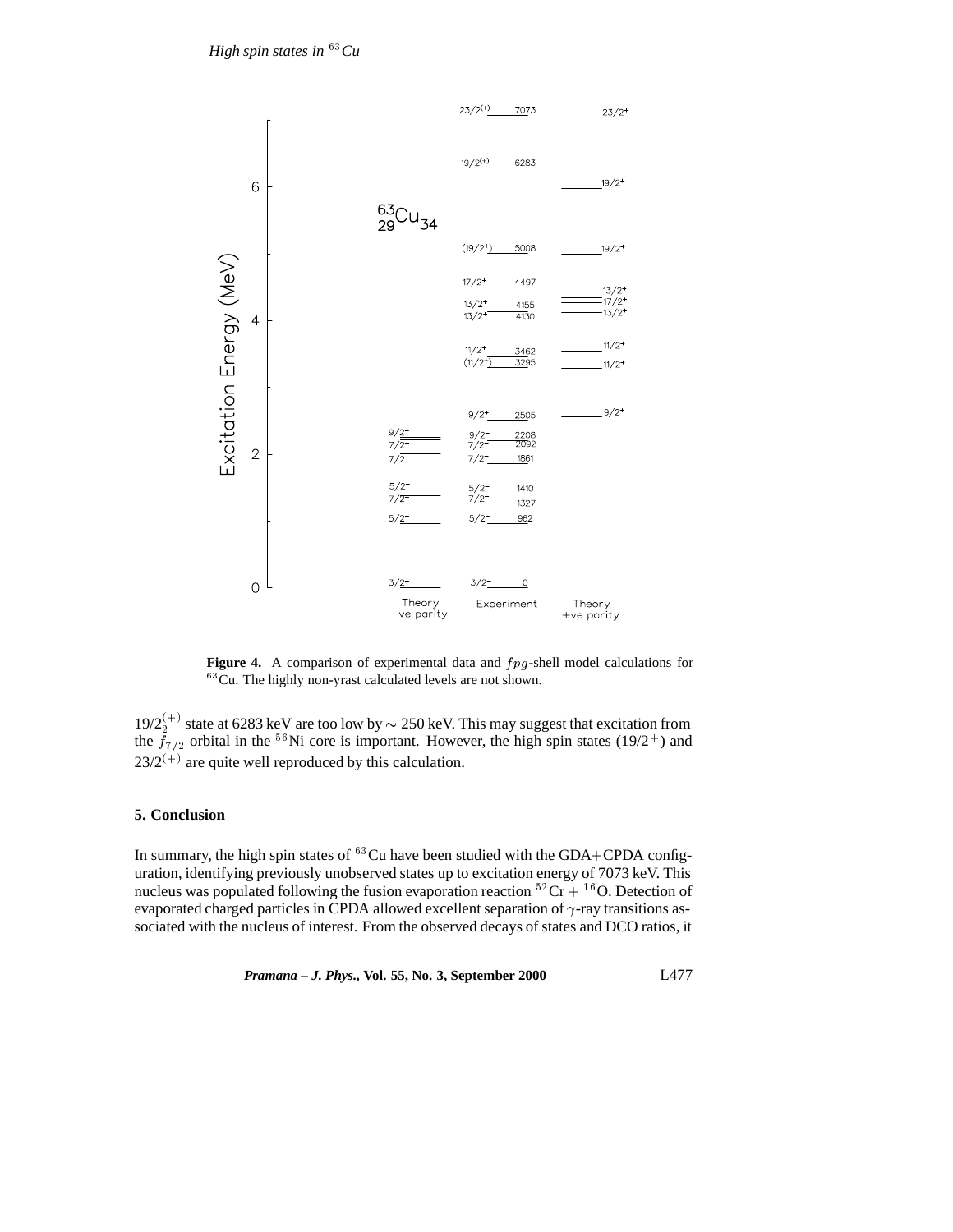**Figure 4.** A comparison of experimental data and $fpg$-shell model calculations for $^{63}$Cu. The highly non-yrast calculated levels are not shown.

$19/2_2^{(+)}$ state at 6283 keV are too low by $\sim$ 250 keV. This may suggest that excitation from the $f_{7/2}$ orbital in the $^{56}$Ni core is important. However, the high spin states ($19/2^+$) and $23/2^{(+)}$ are quite well reproduced by this calculation.

## 5. Conclusion

In summary, the high spin states of $^{63}$Cu have been studied with the GDA+CPDA configuration, identifying previously unobserved states up to excitation energy of 7073 keV. This nucleus was populated following the fusion evaporation reaction $^{52}$Cr + $^{16}$O. Detection of evaporated charged particles in CPDA allowed excellent separation of $\gamma$-ray transitions associated with the nucleus of interest. From the observed decays of states and DCO ratios, it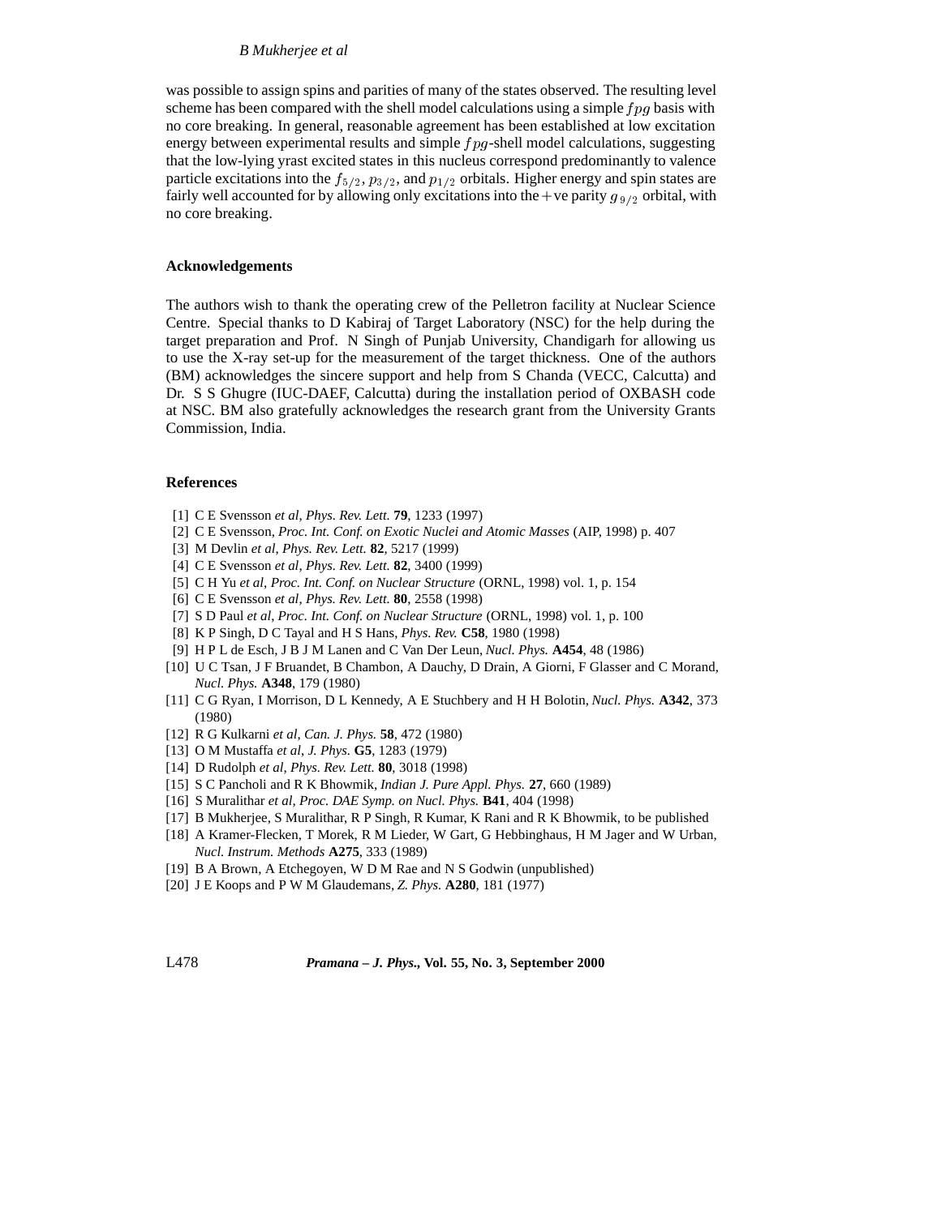was possible to assign spins and parities of many of the states observed. The resulting level scheme has been compared with the shell model calculations using a simple $fpg$ basis with no core breaking. In general, reasonable agreement has been established at low excitation energy between experimental results and simple $fpg$-shell model calculations, suggesting that the low-lying yrast excited states in this nucleus correspond predominantly to valence particle excitations into the $f_{5/2}$, $p_{3/2}$, and $p_{1/2}$ orbitals. Higher energy and spin states are fairly well accounted for by allowing only excitations into the $+$ve parity $g_{9/2}$ orbital, with no core breaking.

## Acknowledgements

The authors wish to thank the operating crew of the Pelletron facility at Nuclear Science Centre. Special thanks to D Kabiraj of Target Laboratory (NSC) for the help during the target preparation and Prof. N Singh of Punjab University, Chandigarh for allowing us to use the X-ray set-up for the measurement of the target thickness. One of the authors (BM) acknowledges the sincere support and help from S Chanda (VECC, Calcutta) and Dr. S S Ghugre (IUC-DAEF, Calcutta) during the installation period of OXBASH code at NSC. BM also gratefully acknowledges the research grant from the University Grants Commission, India.

## References

[1] C E Svensson *et al*, *Phys. Rev. Lett.* **79**, 1233 (1997)
[2] C E Svensson, *Proc. Int. Conf. on Exotic Nuclei and Atomic Masses* (AIP, 1998) p. 407
[3] M Devlin *et al*, *Phys. Rev. Lett.* **82**, 5217 (1999)
[4] C E Svensson *et al*, *Phys. Rev. Lett.* **82**, 3400 (1999)
[5] C H Yu *et al*, *Proc. Int. Conf. on Nuclear Structure* (ORNL, 1998) vol. 1, p. 154
[6] C E Svensson *et al*, *Phys. Rev. Lett.* **80**, 2558 (1998)
[7] S D Paul *et al*, *Proc. Int. Conf. on Nuclear Structure* (ORNL, 1998) vol. 1, p. 100
[8] K P Singh, D C Tayal and H S Hans, *Phys. Rev.* **C58**, 1980 (1998)
[9] H P L de Esch, J B J M Lanen and C Van Der Leun, *Nucl. Phys.* **A454**, 48 (1986)
[10] U C Tsan, J F Bruandet, B Chambon, A Dauchy, D Drain, A Giorni, F Glasser and C Morand, *Nucl. Phys.* **A348**, 179 (1980)
[11] C G Ryan, I Morrison, D L Kennedy, A E Stuchbery and H H Bolotin, *Nucl. Phys.* **A342**, 373 (1980)
[12] R G Kulkarni *et al*, *Can. J. Phys.* **58**, 472 (1980)
[13] O M Mustaffa *et al*, *J. Phys.* **G5**, 1283 (1979)
[14] D Rudolph *et al*, *Phys. Rev. Lett.* **80**, 3018 (1998)
[15] S C Pancholi and R K Bhowmik, *Indian J. Pure Appl. Phys.* **27**, 660 (1989)
[16] S Muralithar *et al*, *Proc. DAE Symp. on Nucl. Phys.* **B41**, 404 (1998)
[17] B Mukherjee, S Muralithar, R P Singh, R Kumar, K Rani and R K Bhowmik, to be published
[18] A Kramer-Flecken, T Morek, R M Lieder, W Gart, G Hebbinghaus, H M Jager and W Urban, *Nucl. Instrum. Methods* **A275**, 333 (1989)
[19] B A Brown, A Etchegoyen, W D M Rae and N S Godwin (unpublished)
[20] J E Koops and P W M Glaudemans, *Z. Phys.* **A280**, 181 (1977)